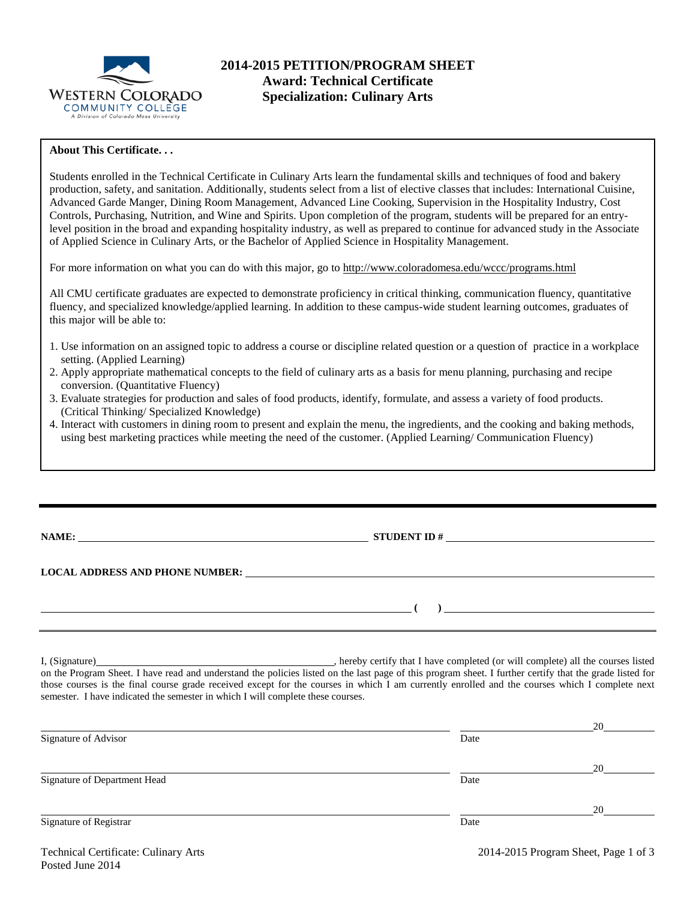Western Colorado Community College
A Division of Colorado Mesa University

# 2014-2015 PETITION/PROGRAM SHEET
## Award: Technical Certificate
## Specialization: Culinary Arts

**About This Certificate. . .**

Students enrolled in the Technical Certificate in Culinary Arts learn the fundamental skills and techniques of food and bakery production, safety, and sanitation. Additionally, students select from a list of elective classes that includes: International Cuisine, Advanced Garde Manger, Dining Room Management, Advanced Line Cooking, Supervision in the Hospitality Industry, Cost Controls, Purchasing, Nutrition, and Wine and Spirits. Upon completion of the program, students will be prepared for an entry-level position in the broad and expanding hospitality industry, as well as prepared to continue for advanced study in the Associate of Applied Science in Culinary Arts, or the Bachelor of Applied Science in Hospitality Management.

For more information on what you can do with this major, go to http://www.coloradomesa.edu/wccc/programs.html

All CMU certificate graduates are expected to demonstrate proficiency in critical thinking, communication fluency, quantitative fluency, and specialized knowledge/applied learning. In addition to these campus-wide student learning outcomes, graduates of this major will be able to:

1. Use information on an assigned topic to address a course or discipline related question or a question of practice in a workplace setting. (Applied Learning)
2. Apply appropriate mathematical concepts to the field of culinary arts as a basis for menu planning, purchasing and recipe conversion. (Quantitative Fluency)
3. Evaluate strategies for production and sales of food products, identify, formulate, and assess a variety of food products. (Critical Thinking/ Specialized Knowledge)
4. Interact with customers in dining room to present and explain the menu, the ingredients, and the cooking and baking methods, using best marketing practices while meeting the need of the customer. (Applied Learning/ Communication Fluency)

---

**NAME:** ______________________________ **STUDENT ID #** ______________________________

**LOCAL ADDRESS AND PHONE NUMBER:** ______________________________

______________________________ **( )** ______________________________

---

I, (Signature)______________________________, hereby certify that I have completed (or will complete) all the courses listed on the Program Sheet. I have read and understand the policies listed on the last page of this program sheet. I further certify that the grade listed for those courses is the final course grade received except for the courses in which I am currently enrolled and the courses which I complete next semester. I have indicated the semester in which I will complete these courses.

______________________________ ______________ 20______
Signature of Advisor Date

______________________________ ______________ 20______
Signature of Department Head Date

______________________________ ______________ 20______
Signature of Registrar Date

Technical Certificate: Culinary Arts
Posted June 2014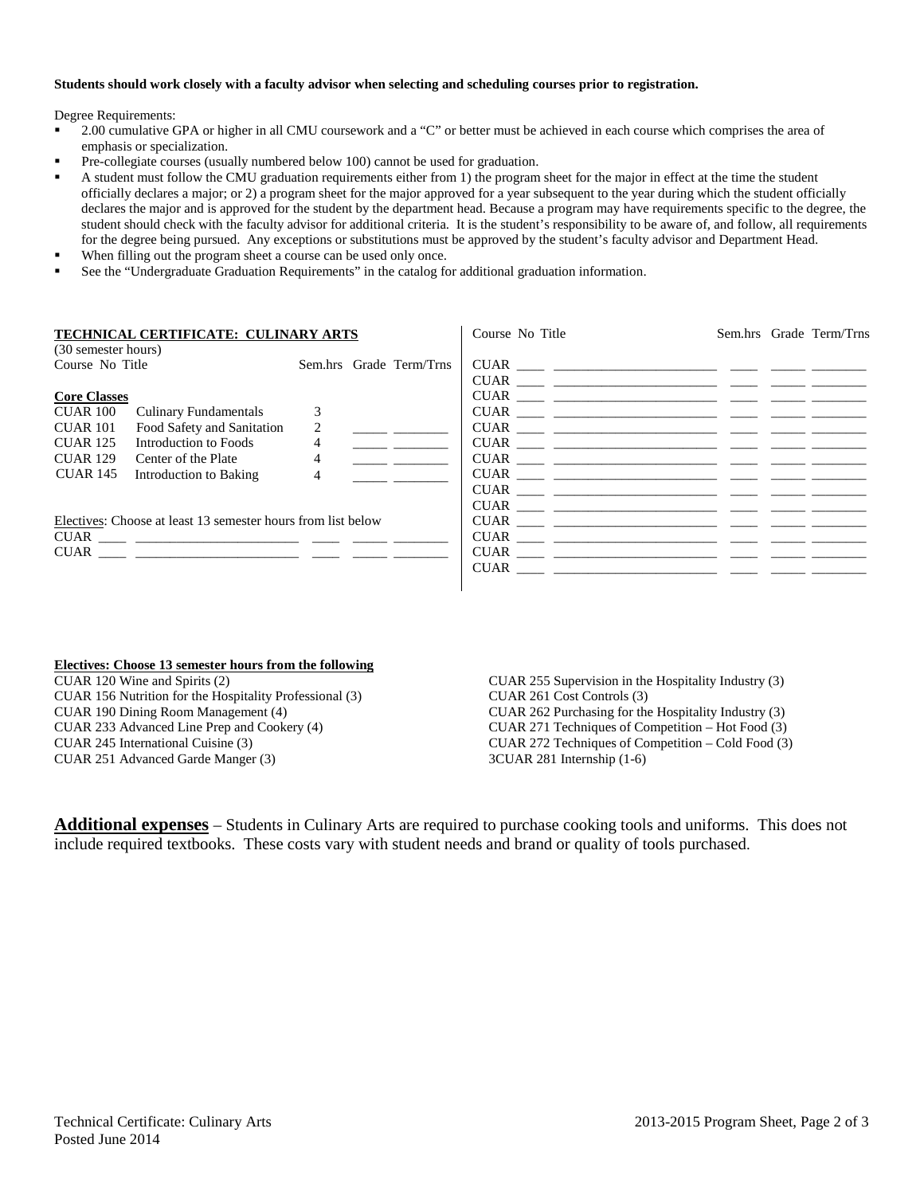**Students should work closely with a faculty advisor when selecting and scheduling courses prior to registration.**

Degree Requirements:

- 2.00 cumulative GPA or higher in all CMU coursework and a "C" or better must be achieved in each course which comprises the area of emphasis or specialization.
- Pre-collegiate courses (usually numbered below 100) cannot be used for graduation.
- A student must follow the CMU graduation requirements either from 1) the program sheet for the major in effect at the time the student officially declares a major; or 2) a program sheet for the major approved for a year subsequent to the year during which the student officially declares the major and is approved for the student by the department head. Because a program may have requirements specific to the degree, the student should check with the faculty advisor for additional criteria. It is the student's responsibility to be aware of, and follow, all requirements for the degree being pursued. Any exceptions or substitutions must be approved by the student's faculty advisor and Department Head.
- When filling out the program sheet a course can be used only once.
- See the "Undergraduate Graduation Requirements" in the catalog for additional graduation information.

**TECHNICAL CERTIFICATE: CULINARY ARTS**
(30 semester hours)

**Core Classes**

| Course No | Title | Sem.hrs | Grade | Term/Trns |
|---|---|---|---|---|
| CUAR 100 | Culinary Fundamentals | 3 | | |
| CUAR 101 | Food Safety and Sanitation | 2 | | |
| CUAR 125 | Introduction to Foods | 4 | | |
| CUAR 129 | Center of the Plate | 4 | | |
| CUAR 145 | Introduction to Baking | 4 | | |

Electives: Choose at least 13 semester hours from list below

| Course No | Title | Sem.hrs | Grade | Term/Trns |
|---|---|---|---|---|
| CUAR ____ | | | | |
| CUAR ____ | | | | |
| CUAR ____ | | | | |
| CUAR ____ | | | | |
| CUAR ____ | | | | |
| CUAR ____ | | | | |
| CUAR ____ | | | | |
| CUAR ____ | | | | |
| CUAR ____ | | | | |
| CUAR ____ | | | | |
| CUAR ____ | | | | |
| CUAR ____ | | | | |
| CUAR ____ | | | | |
| CUAR ____ | | | | |
| CUAR ____ | | | | |

**Electives: Choose 13 semester hours from the following**

CUAR 120 Wine and Spirits (2)
CUAR 156 Nutrition for the Hospitality Professional (3)
CUAR 190 Dining Room Management (4)
CUAR 233 Advanced Line Prep and Cookery (4)
CUAR 245 International Cuisine (3)
CUAR 251 Advanced Garde Manger (3)
CUAR 255 Supervision in the Hospitality Industry (3)
CUAR 261 Cost Controls (3)
CUAR 262 Purchasing for the Hospitality Industry (3)
CUAR 271 Techniques of Competition – Hot Food (3)
CUAR 272 Techniques of Competition – Cold Food (3)
3CUAR 281 Internship (1-6)

**Additional expenses** – Students in Culinary Arts are required to purchase cooking tools and uniforms. This does not include required textbooks. These costs vary with student needs and brand or quality of tools purchased.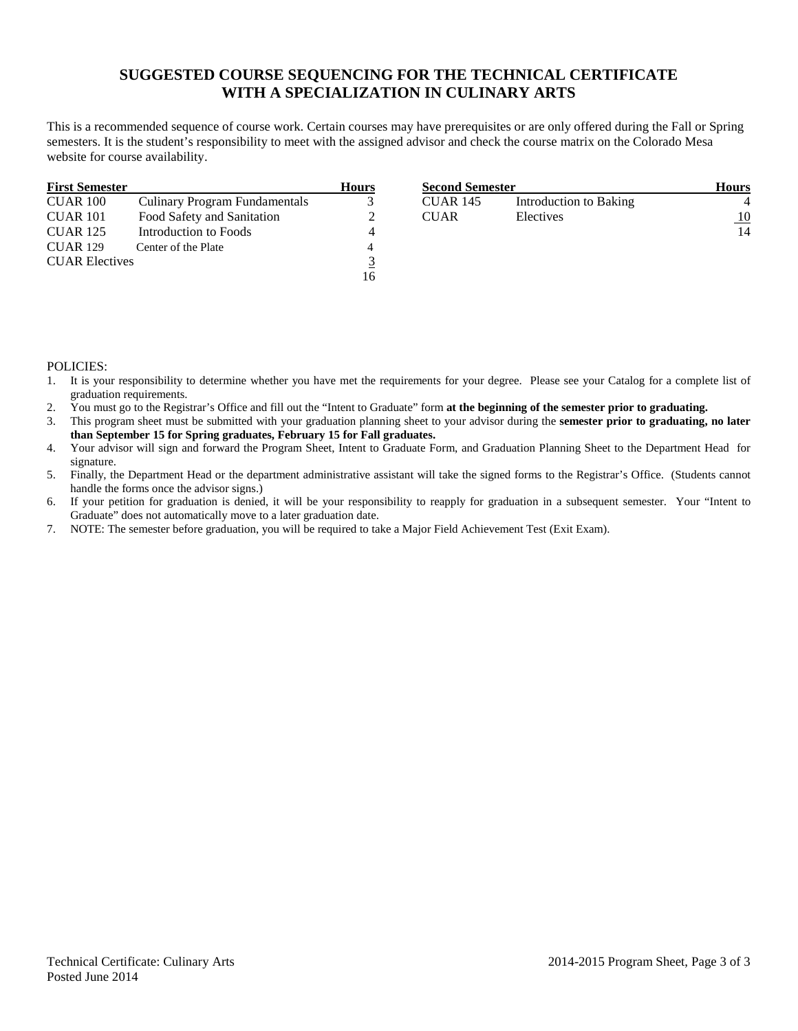# SUGGESTED COURSE SEQUENCING FOR THE TECHNICAL CERTIFICATE WITH A SPECIALIZATION IN CULINARY ARTS

This is a recommended sequence of course work. Certain courses may have prerequisites or are only offered during the Fall or Spring semesters. It is the student's responsibility to meet with the assigned advisor and check the course matrix on the Colorado Mesa website for course availability.

| First Semester | | Hours |
|---|---|---|
| CUAR 100 | Culinary Program Fundamentals | 3 |
| CUAR 101 | Food Safety and Sanitation | 2 |
| CUAR 125 | Introduction to Foods | 4 |
| CUAR 129 | Center of the Plate | 4 |
| CUAR Electives | | 3 |
| | | 16 |

| Second Semester | | Hours |
|---|---|---|
| CUAR 145 | Introduction to Baking | 4 |
| CUAR | Electives | 10 |
| | | 14 |

POLICIES:

1. It is your responsibility to determine whether you have met the requirements for your degree. Please see your Catalog for a complete list of graduation requirements.
2. You must go to the Registrar's Office and fill out the "Intent to Graduate" form **at the beginning of the semester prior to graduating.**
3. This program sheet must be submitted with your graduation planning sheet to your advisor during the **semester prior to graduating, no later than September 15 for Spring graduates, February 15 for Fall graduates.**
4. Your advisor will sign and forward the Program Sheet, Intent to Graduate Form, and Graduation Planning Sheet to the Department Head for signature.
5. Finally, the Department Head or the department administrative assistant will take the signed forms to the Registrar's Office. (Students cannot handle the forms once the advisor signs.)
6. If your petition for graduation is denied, it will be your responsibility to reapply for graduation in a subsequent semester. Your "Intent to Graduate" does not automatically move to a later graduation date.
7. NOTE: The semester before graduation, you will be required to take a Major Field Achievement Test (Exit Exam).

Technical Certificate: Culinary Arts
Posted June 2014